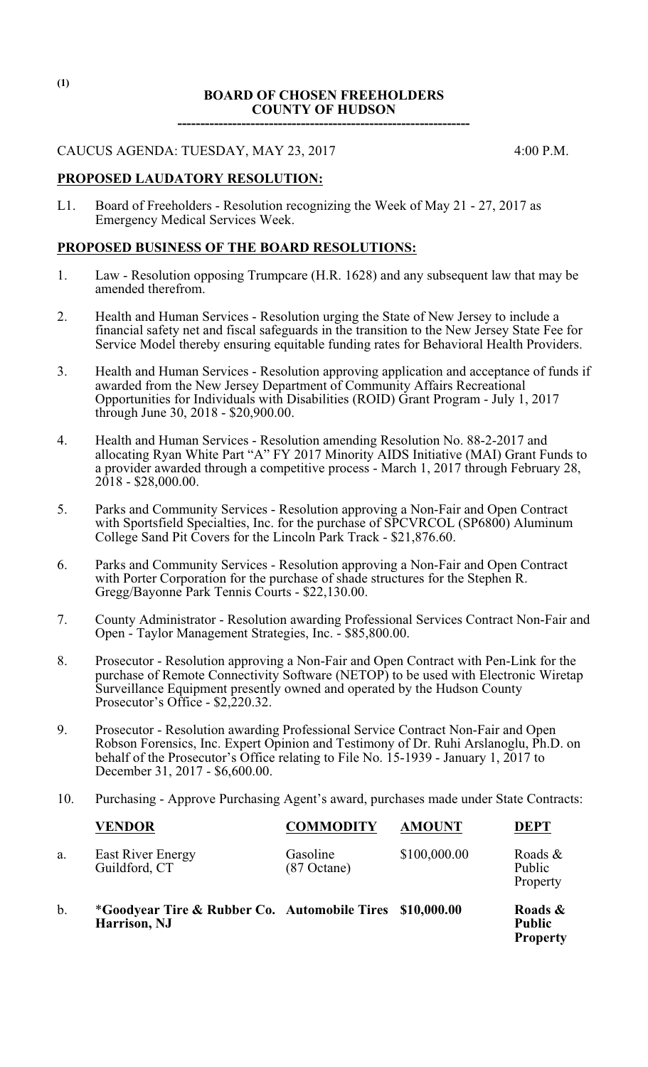(1)

# BOARD OF CHOSEN FREEHOLDERS
# COUNTY OF HUDSON

---

CAUCUS AGENDA: TUESDAY, MAY 23, 2017 4:00 P.M.

## PROPOSED LAUDATORY RESOLUTION:

L1. Board of Freeholders - Resolution recognizing the Week of May 21 - 27, 2017 as Emergency Medical Services Week.

## PROPOSED BUSINESS OF THE BOARD RESOLUTIONS:

1. Law - Resolution opposing Trumpcare (H.R. 1628) and any subsequent law that may be amended therefrom.

2. Health and Human Services - Resolution urging the State of New Jersey to include a financial safety net and fiscal safeguards in the transition to the New Jersey State Fee for Service Model thereby ensuring equitable funding rates for Behavioral Health Providers.

3. Health and Human Services - Resolution approving application and acceptance of funds if awarded from the New Jersey Department of Community Affairs Recreational Opportunities for Individuals with Disabilities (ROID) Grant Program - July 1, 2017 through June 30, 2018 - $20,900.00.

4. Health and Human Services - Resolution amending Resolution No. 88-2-2017 and allocating Ryan White Part "A" FY 2017 Minority AIDS Initiative (MAI) Grant Funds to a provider awarded through a competitive process - March 1, 2017 through February 28, 2018 - $28,000.00.

5. Parks and Community Services - Resolution approving a Non-Fair and Open Contract with Sportsfield Specialties, Inc. for the purchase of SPCVRCOL (SP6800) Aluminum College Sand Pit Covers for the Lincoln Park Track - $21,876.60.

6. Parks and Community Services - Resolution approving a Non-Fair and Open Contract with Porter Corporation for the purchase of shade structures for the Stephen R. Gregg/Bayonne Park Tennis Courts - $22,130.00.

7. County Administrator - Resolution awarding Professional Services Contract Non-Fair and Open - Taylor Management Strategies, Inc. - $85,800.00.

8. Prosecutor - Resolution approving a Non-Fair and Open Contract with Pen-Link for the purchase of Remote Connectivity Software (NETOP) to be used with Electronic Wiretap Surveillance Equipment presently owned and operated by the Hudson County Prosecutor's Office - $2,220.32.

9. Prosecutor - Resolution awarding Professional Service Contract Non-Fair and Open Robson Forensics, Inc. Expert Opinion and Testimony of Dr. Ruhi Arslanoglu, Ph.D. on behalf of the Prosecutor's Office relating to File No. 15-1939 - January 1, 2017 to December 31, 2017 - $6,600.00.

10. Purchasing - Approve Purchasing Agent's award, purchases made under State Contracts:

| | VENDOR | COMMODITY | AMOUNT | DEPT |
|---|---|---|---|---|
| a. | East River Energy Guildford, CT | Gasoline (87 Octane) | $100,000.00 | Roads & Public Property |
| b. | ***Goodyear Tire & Rubber Co. Harrison, NJ** | **Automobile Tires** | **$10,000.00** | **Roads & Public Property** |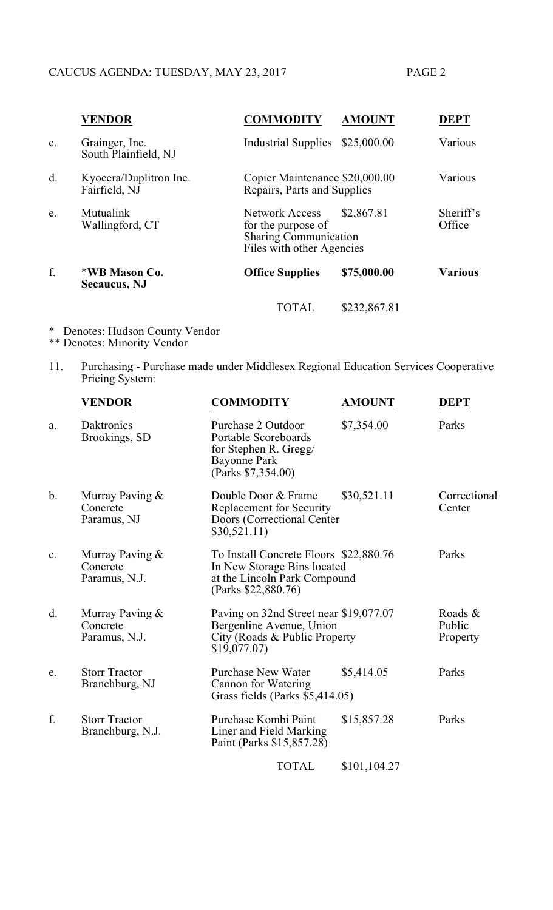| | VENDOR | COMMODITY | AMOUNT | DEPT |
|---|---|---|---|---|
| c. | Grainger, Inc. South Plainfield, NJ | Industrial Supplies | $25,000.00 | Various |
| d. | Kyocera/Duplitron Inc. Fairfield, NJ | Copier Maintenance Repairs, Parts and Supplies | $20,000.00 | Various |
| e. | Mutualink Wallingford, CT | Network Access for the purpose of Sharing Communication Files with other Agencies | $2,867.81 | Sheriff's Office |
| f. | **\*WB Mason Co. Secaucus, NJ** | **Office Supplies** | **$75,000.00** | **Various** |
| | | TOTAL | $232,867.81 | |

\* Denotes: Hudson County Vendor
\*\* Denotes: Minority Vendor

11. Purchasing - Purchase made under Middlesex Regional Education Services Cooperative Pricing System:

| | VENDOR | COMMODITY | AMOUNT | DEPT |
|---|---|---|---|---|
| a. | Daktronics Brookings, SD | Purchase 2 Outdoor Portable Scoreboards for Stephen R. Gregg/ Bayonne Park (Parks $7,354.00) | $7,354.00 | Parks |
| b. | Murray Paving & Concrete Paramus, NJ | Double Door & Frame Replacement for Security Doors (Correctional Center $30,521.11) | $30,521.11 | Correctional Center |
| c. | Murray Paving & Concrete Paramus, N.J. | To Install Concrete Floors In New Storage Bins located at the Lincoln Park Compound (Parks $22,880.76) | $22,880.76 | Parks |
| d. | Murray Paving & Concrete Paramus, N.J. | Paving on 32nd Street near Bergenline Avenue, Union City (Roads & Public Property $19,077.07) | $19,077.07 | Roads & Public Property |
| e. | Storr Tractor Branchburg, NJ | Purchase New Water Cannon for Watering Grass fields (Parks $5,414.05) | $5,414.05 | Parks |
| f. | Storr Tractor Branchburg, N.J. | Purchase Kombi Paint Liner and Field Marking Paint (Parks $15,857.28) | $15,857.28 | Parks |
| | | TOTAL | $101,104.27 | |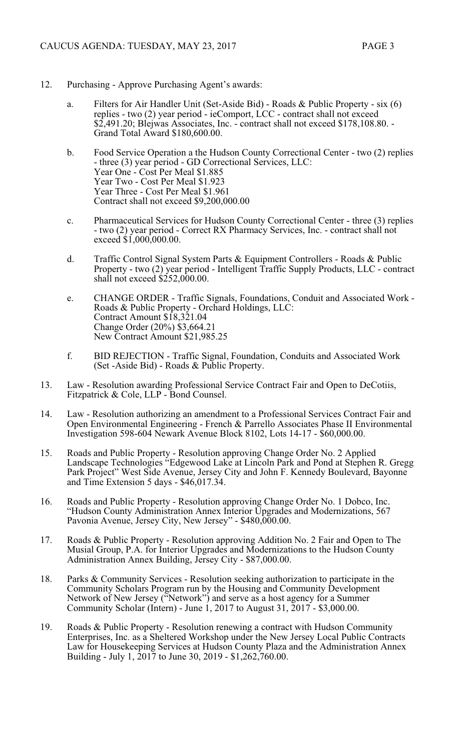12. Purchasing - Approve Purchasing Agent's awards:

    a. Filters for Air Handler Unit (Set-Aside Bid) - Roads & Public Property - six (6) replies - two (2) year period - ieComport, LCC - contract shall not exceed $2,491.20; Blejwas Associates, Inc. - contract shall not exceed $178,108.80. - Grand Total Award $180,600.00.

    b. Food Service Operation a the Hudson County Correctional Center - two (2) replies - three (3) year period - GD Correctional Services, LLC:
       Year One - Cost Per Meal $1.885
       Year Two - Cost Per Meal $1.923
       Year Three - Cost Per Meal $1.961
       Contract shall not exceed $9,200,000.00

    c. Pharmaceutical Services for Hudson County Correctional Center - three (3) replies - two (2) year period - Correct RX Pharmacy Services, Inc. - contract shall not exceed $1,000,000.00.

    d. Traffic Control Signal System Parts & Equipment Controllers - Roads & Public Property - two (2) year period - Intelligent Traffic Supply Products, LLC - contract shall not exceed $252,000.00.

    e. CHANGE ORDER - Traffic Signals, Foundations, Conduit and Associated Work - Roads & Public Property - Orchard Holdings, LLC:
       Contract Amount $18,321.04
       Change Order (20%) $3,664.21
       New Contract Amount $21,985.25

    f. BID REJECTION - Traffic Signal, Foundation, Conduits and Associated Work (Set -Aside Bid) - Roads & Public Property.

13. Law - Resolution awarding Professional Service Contract Fair and Open to DeCotiis, Fitzpatrick & Cole, LLP - Bond Counsel.

14. Law - Resolution authorizing an amendment to a Professional Services Contract Fair and Open Environmental Engineering - French & Parrello Associates Phase II Environmental Investigation 598-604 Newark Avenue Block 8102, Lots 14-17 - $60,000.00.

15. Roads and Public Property - Resolution approving Change Order No. 2 Applied Landscape Technologies "Edgewood Lake at Lincoln Park and Pond at Stephen R. Gregg Park Project" West Side Avenue, Jersey City and John F. Kennedy Boulevard, Bayonne and Time Extension 5 days - $46,017.34.

16. Roads and Public Property - Resolution approving Change Order No. 1 Dobco, Inc. "Hudson County Administration Annex Interior Upgrades and Modernizations, 567 Pavonia Avenue, Jersey City, New Jersey" - $480,000.00.

17. Roads & Public Property - Resolution approving Addition No. 2 Fair and Open to The Musial Group, P.A. for Interior Upgrades and Modernizations to the Hudson County Administration Annex Building, Jersey City - $87,000.00.

18. Parks & Community Services - Resolution seeking authorization to participate in the Community Scholars Program run by the Housing and Community Development Network of New Jersey ("Network") and serve as a host agency for a Summer Community Scholar (Intern) - June 1, 2017 to August 31, 2017 - $3,000.00.

19. Roads & Public Property - Resolution renewing a contract with Hudson Community Enterprises, Inc. as a Sheltered Workshop under the New Jersey Local Public Contracts Law for Housekeeping Services at Hudson County Plaza and the Administration Annex Building - July 1, 2017 to June 30, 2019 - $1,262,760.00.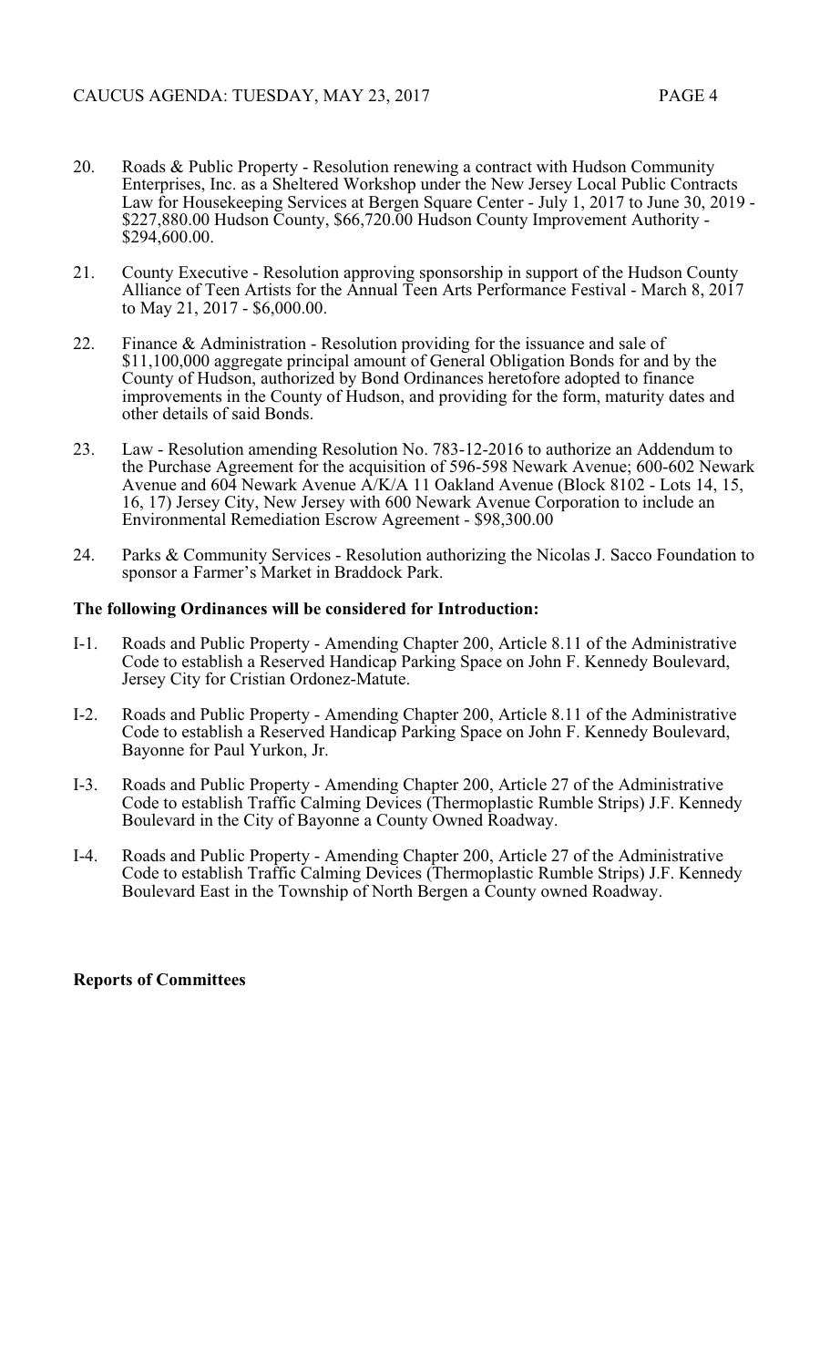20. Roads & Public Property - Resolution renewing a contract with Hudson Community Enterprises, Inc. as a Sheltered Workshop under the New Jersey Local Public Contracts Law for Housekeeping Services at Bergen Square Center - July 1, 2017 to June 30, 2019 - $227,880.00 Hudson County, $66,720.00 Hudson County Improvement Authority - $294,600.00.

21. County Executive - Resolution approving sponsorship in support of the Hudson County Alliance of Teen Artists for the Annual Teen Arts Performance Festival - March 8, 2017 to May 21, 2017 - $6,000.00.

22. Finance & Administration - Resolution providing for the issuance and sale of $11,100,000 aggregate principal amount of General Obligation Bonds for and by the County of Hudson, authorized by Bond Ordinances heretofore adopted to finance improvements in the County of Hudson, and providing for the form, maturity dates and other details of said Bonds.

23. Law - Resolution amending Resolution No. 783-12-2016 to authorize an Addendum to the Purchase Agreement for the acquisition of 596-598 Newark Avenue; 600-602 Newark Avenue and 604 Newark Avenue A/K/A 11 Oakland Avenue (Block 8102 - Lots 14, 15, 16, 17) Jersey City, New Jersey with 600 Newark Avenue Corporation to include an Environmental Remediation Escrow Agreement - $98,300.00

24. Parks & Community Services - Resolution authorizing the Nicolas J. Sacco Foundation to sponsor a Farmer's Market in Braddock Park.

**The following Ordinances will be considered for Introduction:**

I-1. Roads and Public Property - Amending Chapter 200, Article 8.11 of the Administrative Code to establish a Reserved Handicap Parking Space on John F. Kennedy Boulevard, Jersey City for Cristian Ordonez-Matute.

I-2. Roads and Public Property - Amending Chapter 200, Article 8.11 of the Administrative Code to establish a Reserved Handicap Parking Space on John F. Kennedy Boulevard, Bayonne for Paul Yurkon, Jr.

I-3. Roads and Public Property - Amending Chapter 200, Article 27 of the Administrative Code to establish Traffic Calming Devices (Thermoplastic Rumble Strips) J.F. Kennedy Boulevard in the City of Bayonne a County Owned Roadway.

I-4. Roads and Public Property - Amending Chapter 200, Article 27 of the Administrative Code to establish Traffic Calming Devices (Thermoplastic Rumble Strips) J.F. Kennedy Boulevard East in the Township of North Bergen a County owned Roadway.

**Reports of Committees**